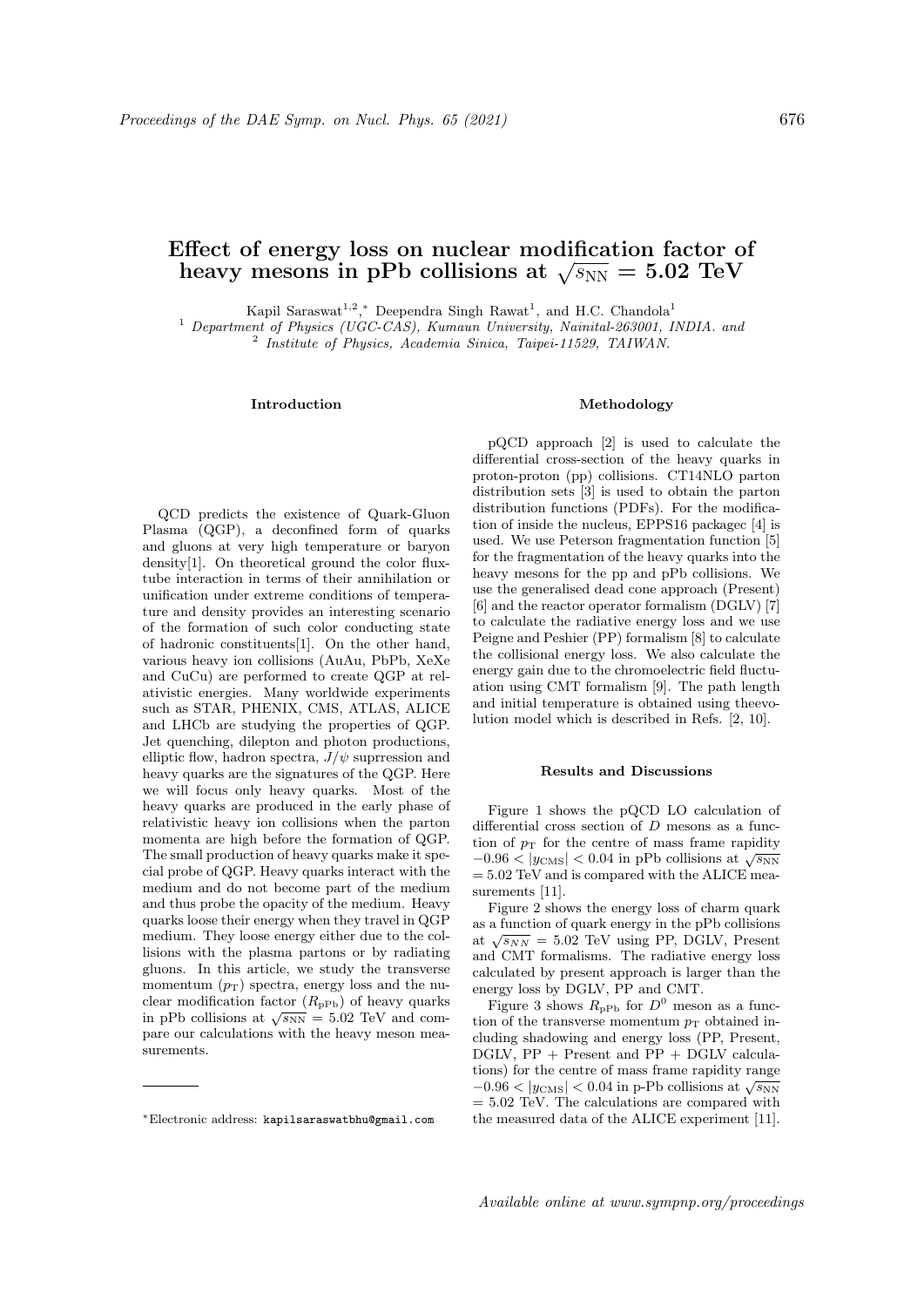// Effect of energy loss on nuclear modification factor of heavy mesons in pPb collisions at √s_NN = 5.02 TeV

# Effect of energy loss on nuclear modification factor of heavy mesons in pPb collisions at $\sqrt{s_{\rm NN}} = 5.02$ TeV

Kapil Saraswat[1,2,*] Deependra Singh Rawat[1], and H.C. Chandola[1]

[1] *Department of Physics (UGC-CAS), Kumaun University, Nainital-263001, INDIA. and*
[2] *Institute of Physics, Academia Sinica, Taipei-11529, TAIWAN.*

## Introduction

QCD predicts the existence of Quark-Gluon Plasma (QGP), a deconfined form of quarks and gluons at very high temperature or baryon density[1]. On theoretical ground the color flux-tube interaction in terms of their annihilation or unification under extreme conditions of temperature and density provides an interesting scenario of the formation of such color conducting state of hadronic constituents[1]. On the other hand, various heavy ion collisions (AuAu, PbPb, XeXe and CuCu) are performed to create QGP at relativistic energies. Many worldwide experiments such as STAR, PHENIX, CMS, ATLAS, ALICE and LHCb are studying the properties of QGP. Jet quenching, dilepton and photon productions, elliptic flow, hadron spectra, $J/\psi$ suprression and heavy quarks are the signatures of the QGP. Here we will focus only heavy quarks. Most of the heavy quarks are produced in the early phase of relativistic heavy ion collisions when the parton momenta are high before the formation of QGP. The small production of heavy quarks make it special probe of QGP. Heavy quarks interact with the medium and do not become part of the medium and thus probe the opacity of the medium. Heavy quarks loose their energy when they travel in QGP medium. They loose energy either due to the collisions with the plasma partons or by radiating gluons. In this article, we study the transverse momentum ($p_{\rm T}$) spectra, energy loss and the nuclear modification factor ($R_{\rm pPb}$) of heavy quarks in pPb collisions at $\sqrt{s_{\rm NN}} = 5.02$ TeV and compare our calculations with the heavy meson measurements.

## Methodology

pQCD approach [2] is used to calculate the differential cross-section of the heavy quarks in proton-proton (pp) collisions. CT14NLO parton distribution sets [3] is used to obtain the parton distribution functions (PDFs). For the modification of inside the nucleus, EPPS16 packagec [4] is used. We use Peterson fragmentation function [5] for the fragmentation of the heavy quarks into the heavy mesons for the pp and pPb collisions. We use the generalised dead cone approach (Present) [6] and the reactor operator formalism (DGLV) [7] to calculate the radiative energy loss and we use Peigne and Peshier (PP) formalism [8] to calculate the collisional energy loss. We also calculate the energy gain due to the chromoelectric field fluctuation using CMT formalism [9]. The path length and initial temperature is obtained using theevolution model which is described in Refs. [2, 10].

## Results and Discussions

Figure 1 shows the pQCD LO calculation of differential cross section of $D$ mesons as a function of $p_{\rm T}$ for the centre of mass frame rapidity $-0.96 < |y_{\rm CMS}| < 0.04$ in pPb collisions at $\sqrt{s_{\rm NN}}$ = 5.02 TeV and is compared with the ALICE measurements [11].

Figure 2 shows the energy loss of charm quark as a function of quark energy in the pPb collisions at $\sqrt{s_{NN}} = 5.02$ TeV using PP, DGLV, Present and CMT formalisms. The radiative energy loss calculated by present approach is larger than the energy loss by DGLV, PP and CMT.

Figure 3 shows $R_{\rm pPb}$ for $D^0$ meson as a function of the transverse momentum $p_{\rm T}$ obtained including shadowing and energy loss (PP, Present, DGLV, PP + Present and PP + DGLV calculations) for the centre of mass frame rapidity range $-0.96 < |y_{\rm CMS}| < 0.04$ in p-Pb collisions at $\sqrt{s_{\rm NN}}$ = 5.02 TeV. The calculations are compared with the measured data of the ALICE experiment [11].

---

[*] Electronic address: kapilsaraswatbhu@gmail.com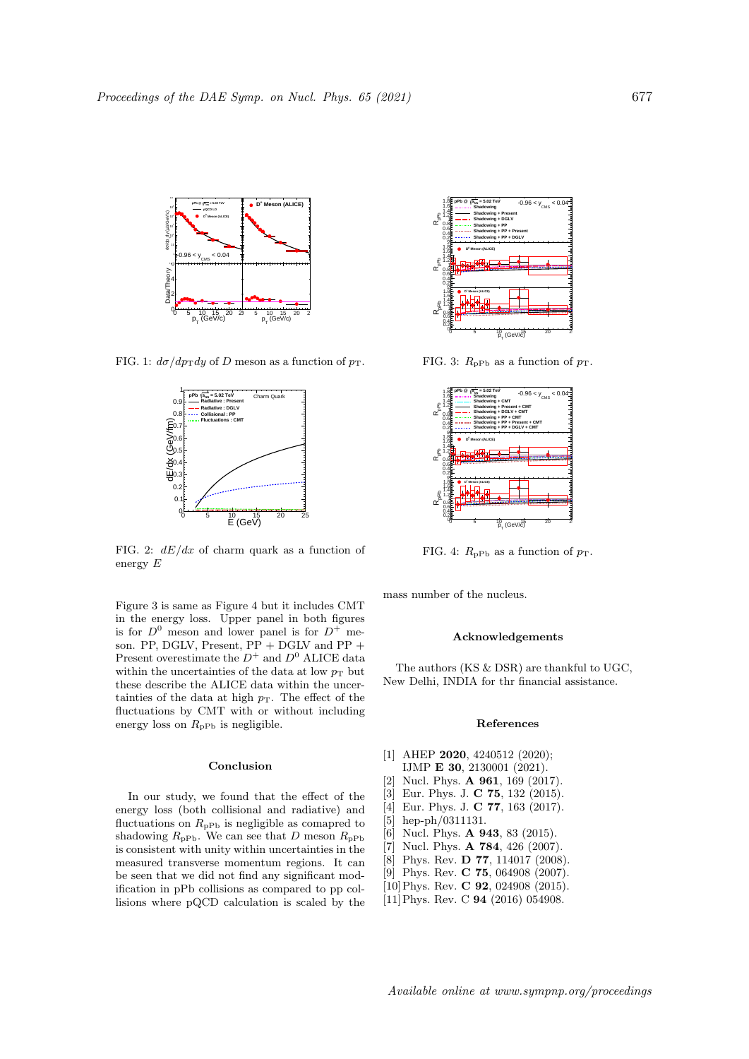pPb @ $\sqrt{s_{NN}}$ = 5.02 TeV
pQCD LO
$D^0$ Meson (ALICE)
$D^+$ Meson (ALICE)
$-0.96 < y_{CMS} < 0.04$
Data/Theory
$p_T$ (GeV/c)

FIG. 1: $d\sigma/dp_T dy$ of $D$ meson as a function of $p_T$.

pPb $\sqrt{s_{NN}}$ = 5.02 TeV
Charm Quark
Radiative : Present
Radiative : DGLV
Collisional : PP
Fluctuations : CMT
dE/dx (GeV/fm)
E (GeV)

FIG. 2: $dE/dx$ of charm quark as a function of energy $E$

Figure 3 is same as Figure 4 but it includes CMT in the energy loss. Upper panel in both figures is for $D^0$ meson and lower panel is for $D^+$ meson. PP, DGLV, Present, PP + DGLV and PP + Present overestimate the $D^+$ and $D^0$ ALICE data within the uncertainties of the data at low $p_T$ but these describe the ALICE data within the uncertainties of the data at high $p_T$. The effect of the fluctuations by CMT with or without including energy loss on $R_{\rm pPb}$ is negligible.

## Conclusion

In our study, we found that the effect of the energy loss (both collisional and radiative) and fluctuations on $R_{\rm pPb}$ is negligible as comapred to shadowing $R_{\rm pPb}$. We can see that $D$ meson $R_{\rm pPb}$ is consistent with unity within uncertainties in the measured transverse momentum regions. It can be seen that we did not find any significant modification in pPb collisions as compared to pp collisions where pQCD calculation is scaled by the mass number of the nucleus.

pPb @ $\sqrt{s_{NN}}$ = 5.02 TeV
$-0.96 < y_{CMS} < 0.04$
Shadowing
Shadowing + Present
Shadowing + DGLV
Shadowing + PP
Shadowing + PP + Present
Shadowing + PP + DGLV
$D^0$ Meson (ALICE)
$D^+$ Meson (ALICE)
$R_{pPb}$
$p_T$ (GeV/c)

FIG. 3: $R_{\rm pPb}$ as a function of $p_T$.

pPb @ $\sqrt{s_{NN}}$ = 5.02 TeV
$-0.96 < y_{CMS} < 0.04$
Shadowing
Shadowing + CMT
Shadowing + Present + CMT
Shadowing + DGLV + CMT
Shadowing + PP + CMT
Shadowing + PP + Present + CMT
Shadowing + PP + DGLV + CMT
$D^0$ Meson (ALICE)
$D^+$ Meson (ALICE)
$R_{pPb}$
$p_T$ (GeV/c)

FIG. 4: $R_{\rm pPb}$ as a function of $p_T$.

## Acknowledgements

The authors (KS & DSR) are thankful to UGC, New Delhi, INDIA for thr financial assistance.

## References

[1] AHEP **2020**, 4240512 (2020); IJMP **E 30**, 2130001 (2021).
[2] Nucl. Phys. **A 961**, 169 (2017).
[3] Eur. Phys. J. **C 75**, 132 (2015).
[4] Eur. Phys. J. **C 77**, 163 (2017).
[5] hep-ph/0311131.
[6] Nucl. Phys. **A 943**, 83 (2015).
[7] Nucl. Phys. **A 784**, 426 (2007).
[8] Phys. Rev. **D 77**, 114017 (2008).
[9] Phys. Rev. **C 75**, 064908 (2007).
[10] Phys. Rev. **C 92**, 024908 (2015).
[11] Phys. Rev. C **94** (2016) 054908.